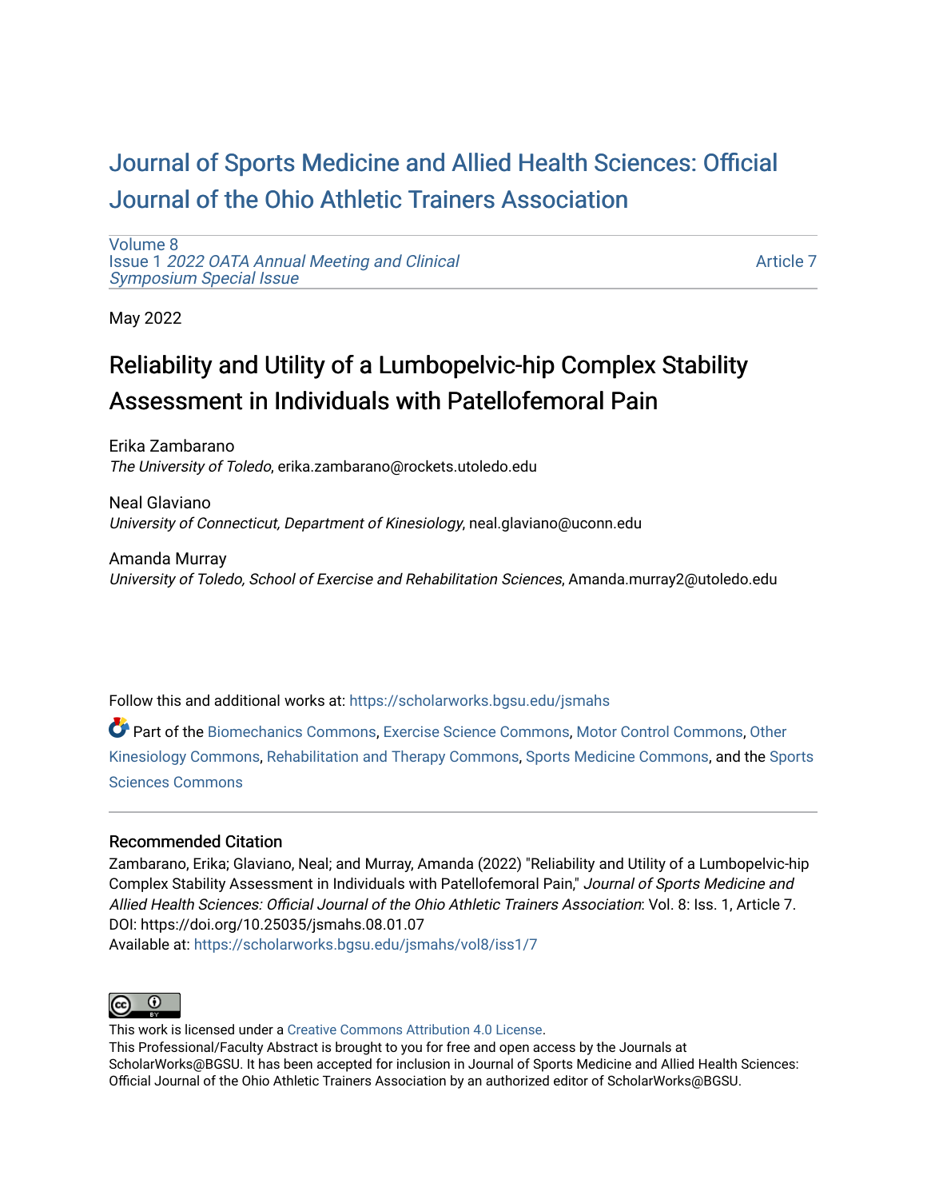# Journal of Sports Medicine and Allied Health Sciences: Official Journal of the Ohio Athletic Trainers Association

Volume 8
Issue 1 *2022 OATA Annual Meeting and Clinical Symposium Special Issue*

Article 7

May 2022

## Reliability and Utility of a Lumbopelvic-hip Complex Stability Assessment in Individuals with Patellofemoral Pain

Erika Zambarano
*The University of Toledo*, erika.zambarano@rockets.utoledo.edu

Neal Glaviano
*University of Connecticut, Department of Kinesiology*, neal.glaviano@uconn.edu

Amanda Murray
*University of Toledo, School of Exercise and Rehabilitation Sciences*, Amanda.murray2@utoledo.edu

Follow this and additional works at: https://scholarworks.bgsu.edu/jsmahs

Part of the Biomechanics Commons, Exercise Science Commons, Motor Control Commons, Other Kinesiology Commons, Rehabilitation and Therapy Commons, Sports Medicine Commons, and the Sports Sciences Commons

### Recommended Citation

Zambarano, Erika; Glaviano, Neal; and Murray, Amanda (2022) "Reliability and Utility of a Lumbopelvic-hip Complex Stability Assessment in Individuals with Patellofemoral Pain," *Journal of Sports Medicine and Allied Health Sciences: Official Journal of the Ohio Athletic Trainers Association*: Vol. 8: Iss. 1, Article 7.
DOI: https://doi.org/10.25035/jsmahs.08.01.07
Available at: https://scholarworks.bgsu.edu/jsmahs/vol8/iss1/7

This work is licensed under a Creative Commons Attribution 4.0 License.
This Professional/Faculty Abstract is brought to you for free and open access by the Journals at ScholarWorks@BGSU. It has been accepted for inclusion in Journal of Sports Medicine and Allied Health Sciences: Official Journal of the Ohio Athletic Trainers Association by an authorized editor of ScholarWorks@BGSU.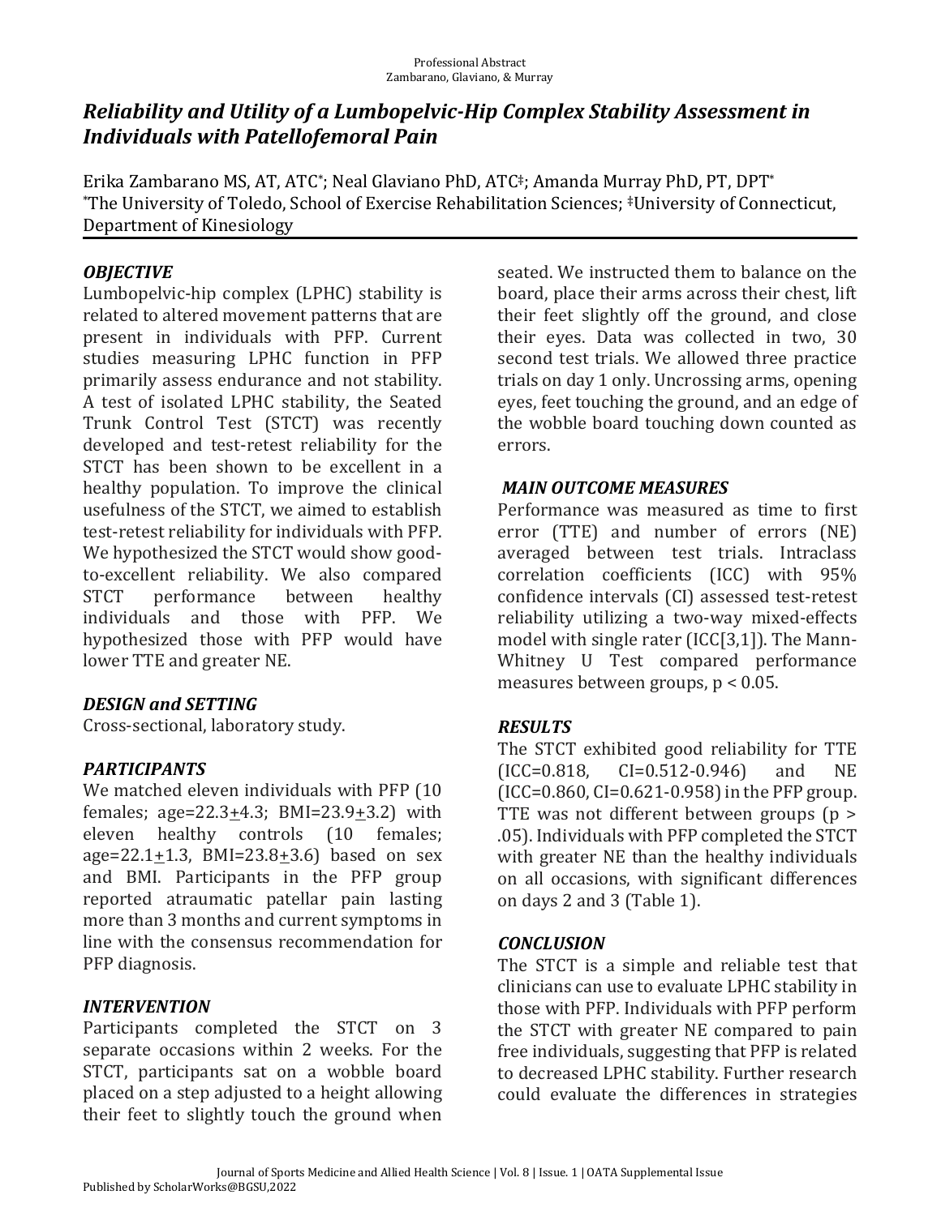# Reliability and Utility of a Lumbopelvic-Hip Complex Stability Assessment in Individuals with Patellofemoral Pain

Erika Zambarano MS, AT, ATC[*]; Neal Glaviano PhD, ATC[‡]; Amanda Murray PhD, PT, DPT[*]

[*]The University of Toledo, School of Exercise Rehabilitation Sciences; [‡]University of Connecticut, Department of Kinesiology

### *OBJECTIVE*

Lumbopelvic-hip complex (LPHC) stability is related to altered movement patterns that are present in individuals with PFP. Current studies measuring LPHC function in PFP primarily assess endurance and not stability. A test of isolated LPHC stability, the Seated Trunk Control Test (STCT) was recently developed and test-retest reliability for the STCT has been shown to be excellent in a healthy population. To improve the clinical usefulness of the STCT, we aimed to establish test-retest reliability for individuals with PFP. We hypothesized the STCT would show good-to-excellent reliability. We also compared STCT performance between healthy individuals and those with PFP. We hypothesized those with PFP would have lower TTE and greater NE.

### *DESIGN and SETTING*

Cross-sectional, laboratory study.

### *PARTICIPANTS*

We matched eleven individuals with PFP (10 females; age=22.3±4.3; BMI=23.9±3.2) with eleven healthy controls (10 females; age=22.1±1.3, BMI=23.8±3.6) based on sex and BMI. Participants in the PFP group reported atraumatic patellar pain lasting more than 3 months and current symptoms in line with the consensus recommendation for PFP diagnosis.

### *INTERVENTION*

Participants completed the STCT on 3 separate occasions within 2 weeks. For the STCT, participants sat on a wobble board placed on a step adjusted to a height allowing their feet to slightly touch the ground when seated. We instructed them to balance on the board, place their arms across their chest, lift their feet slightly off the ground, and close their eyes. Data was collected in two, 30 second test trials. We allowed three practice trials on day 1 only. Uncrossing arms, opening eyes, feet touching the ground, and an edge of the wobble board touching down counted as errors.

### *MAIN OUTCOME MEASURES*

Performance was measured as time to first error (TTE) and number of errors (NE) averaged between test trials. Intraclass correlation coefficients (ICC) with 95% confidence intervals (CI) assessed test-retest reliability utilizing a two-way mixed-effects model with single rater (ICC[3,1]). The Mann-Whitney U Test compared performance measures between groups, $p < 0.05$.

### *RESULTS*

The STCT exhibited good reliability for TTE (ICC=0.818, CI=0.512-0.946) and NE (ICC=0.860, CI=0.621-0.958) in the PFP group. TTE was not different between groups ($p > .05$). Individuals with PFP completed the STCT with greater NE than the healthy individuals on all occasions, with significant differences on days 2 and 3 (Table 1).

### *CONCLUSION*

The STCT is a simple and reliable test that clinicians can use to evaluate LPHC stability in those with PFP. Individuals with PFP perform the STCT with greater NE compared to pain free individuals, suggesting that PFP is related to decreased LPHC stability. Further research could evaluate the differences in strategies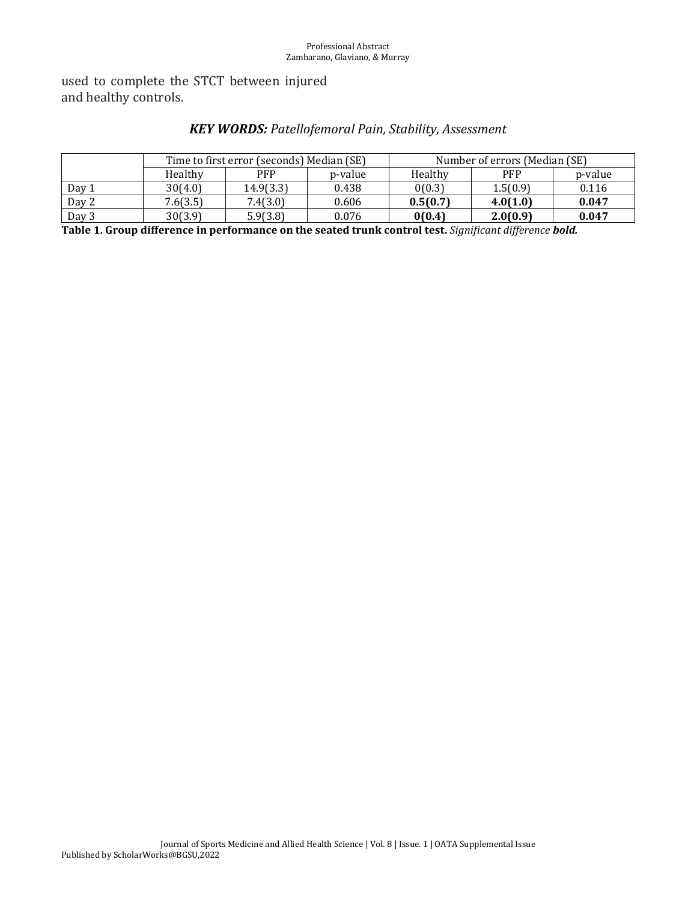used to complete the STCT between injured and healthy controls.

***KEY WORDS:*** *Patellofemoral Pain, Stability, Assessment*

| | Time to first error (seconds) Median (SE) | | | Number of errors (Median (SE) | | |
|---|---|---|---|---|---|---|
| | Healthy | PFP | p-value | Healthy | PFP | p-value |
| Day 1 | 30(4.0) | 14.9(3.3) | 0.438 | 0(0.3) | 1.5(0.9) | 0.116 |
| Day 2 | 7.6(3.5) | 7.4(3.0) | 0.606 | **0.5(0.7)** | **4.0(1.0)** | **0.047** |
| Day 3 | 30(3.9) | 5.9(3.8) | 0.076 | **0(0.4)** | **2.0(0.9)** | **0.047** |

**Table 1. Group difference in performance on the seated trunk control test.** *Significant difference **bold.***